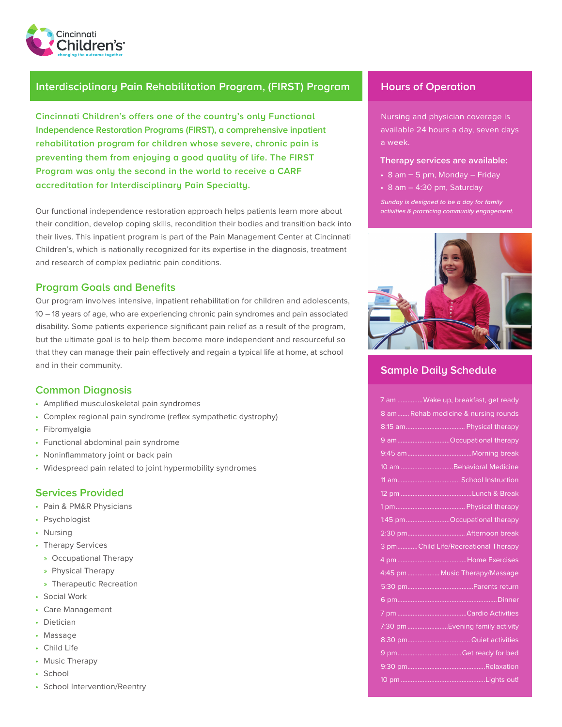Cincinnati Children's
changing the outcome together

## Interdisciplinary Pain Rehabilitation Program, (FIRST) Program

**Cincinnati Children's offers one of the country's only Functional Independence Restoration Programs (FIRST), a comprehensive inpatient rehabilitation program for children whose severe, chronic pain is preventing them from enjoying a good quality of life. The FIRST Program was only the second in the world to receive a CARF accreditation for Interdisciplinary Pain Specialty.**

Our functional independence restoration approach helps patients learn more about their condition, develop coping skills, recondition their bodies and transition back into their lives. This inpatient program is part of the Pain Management Center at Cincinnati Children's, which is nationally recognized for its expertise in the diagnosis, treatment and research of complex pediatric pain conditions.

### Program Goals and Benefits

Our program involves intensive, inpatient rehabilitation for children and adolescents, 10 – 18 years of age, who are experiencing chronic pain syndromes and pain associated disability. Some patients experience significant pain relief as a result of the program, but the ultimate goal is to help them become more independent and resourceful so that they can manage their pain effectively and regain a typical life at home, at school and in their community.

### Common Diagnosis

- Amplified musculoskeletal pain syndromes
- Complex regional pain syndrome (reflex sympathetic dystrophy)
- Fibromyalgia
- Functional abdominal pain syndrome
- Noninflammatory joint or back pain
- Widespread pain related to joint hypermobility syndromes

### Services Provided

- Pain & PM&R Physicians
- Psychologist
- Nursing
- Therapy Services
  - Occupational Therapy
  - Physical Therapy
  - Therapeutic Recreation
- Social Work
- Care Management
- Dietician
- Massage
- Child Life
- Music Therapy
- School
- School Intervention/Reentry

## Hours of Operation

Nursing and physician coverage is available 24 hours a day, seven days a week.

**Therapy services are available:**

- 8 am – 5 pm, Monday – Friday
- 8 am – 4:30 pm, Saturday

*Sunday is designed to be a day for family activities & practicing community engagement.*

## Sample Daily Schedule

| Time | Activity |
|---|---|
| 7 am | Wake up, breakfast, get ready |
| 8 am | Rehab medicine & nursing rounds |
| 8:15 am | Physical therapy |
| 9 am | Occupational therapy |
| 9:45 am | Morning break |
| 10 am | Behavioral Medicine |
| 11 am | School Instruction |
| 12 pm | Lunch & Break |
| 1 pm | Physical therapy |
| 1:45 pm | Occupational therapy |
| 2:30 pm | Afternoon break |
| 3 pm | Child Life/Recreational Therapy |
| 4 pm | Home Exercises |
| 4:45 pm | Music Therapy/Massage |
| 5:30 pm | Parents return |
| 6 pm | Dinner |
| 7 pm | Cardio Activities |
| 7:30 pm | Evening family activity |
| 8:30 pm | Quiet activities |
| 9 pm | Get ready for bed |
| 9:30 pm | Relaxation |
| 10 pm | Lights out! |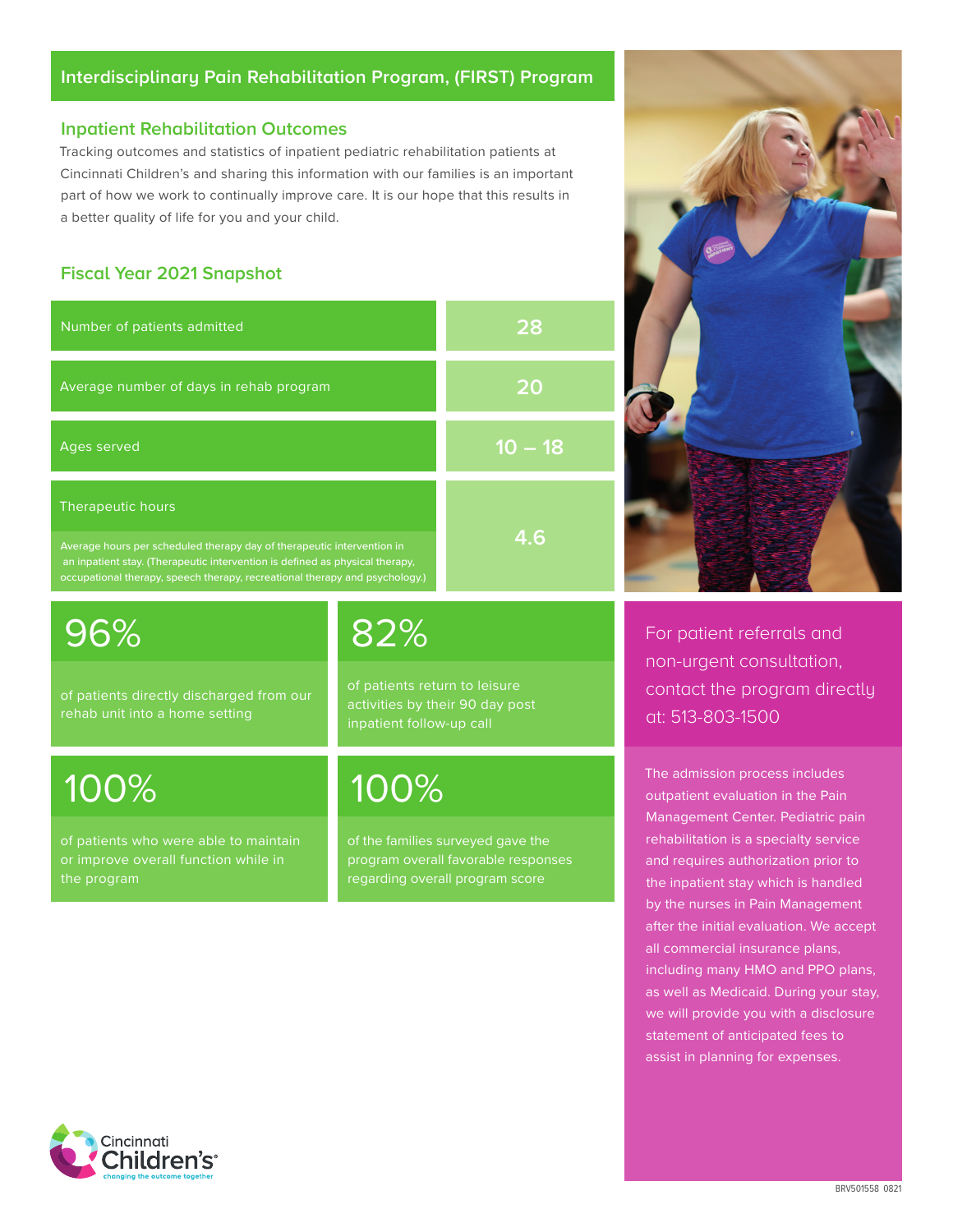# Interdisciplinary Pain Rehabilitation Program, (FIRST) Program

## Inpatient Rehabilitation Outcomes

Tracking outcomes and statistics of inpatient pediatric rehabilitation patients at Cincinnati Children's and sharing this information with our families is an important part of how we work to continually improve care. It is our hope that this results in a better quality of life for you and your child.

## Fiscal Year 2021 Snapshot

| | |
|---|---|
| Number of patients admitted | 28 |
| Average number of days in rehab program | 20 |
| Ages served | 10 – 18 |
| Therapeutic hours<br>Average hours per scheduled therapy day of therapeutic intervention in an inpatient stay. (Therapeutic intervention is defined as physical therapy, occupational therapy, speech therapy, recreational therapy and psychology.) | 4.6 |

**96%**
of patients directly discharged from our rehab unit into a home setting

**82%**
of patients return to leisure activities by their 90 day post inpatient follow-up call

**100%**
of patients who were able to maintain or improve overall function while in the program

**100%**
of the families surveyed gave the program overall favorable responses regarding overall program score

For patient referrals and non-urgent consultation, contact the program directly at: 513-803-1500

The admission process includes outpatient evaluation in the Pain Management Center. Pediatric pain rehabilitation is a specialty service and requires authorization prior to the inpatient stay which is handled by the nurses in Pain Management after the initial evaluation. We accept all commercial insurance plans, including many HMO and PPO plans, as well as Medicaid. During your stay, we will provide you with a disclosure statement of anticipated fees to assist in planning for expenses.

Cincinnati Children's
changing the outcome together

BRV501558 0821